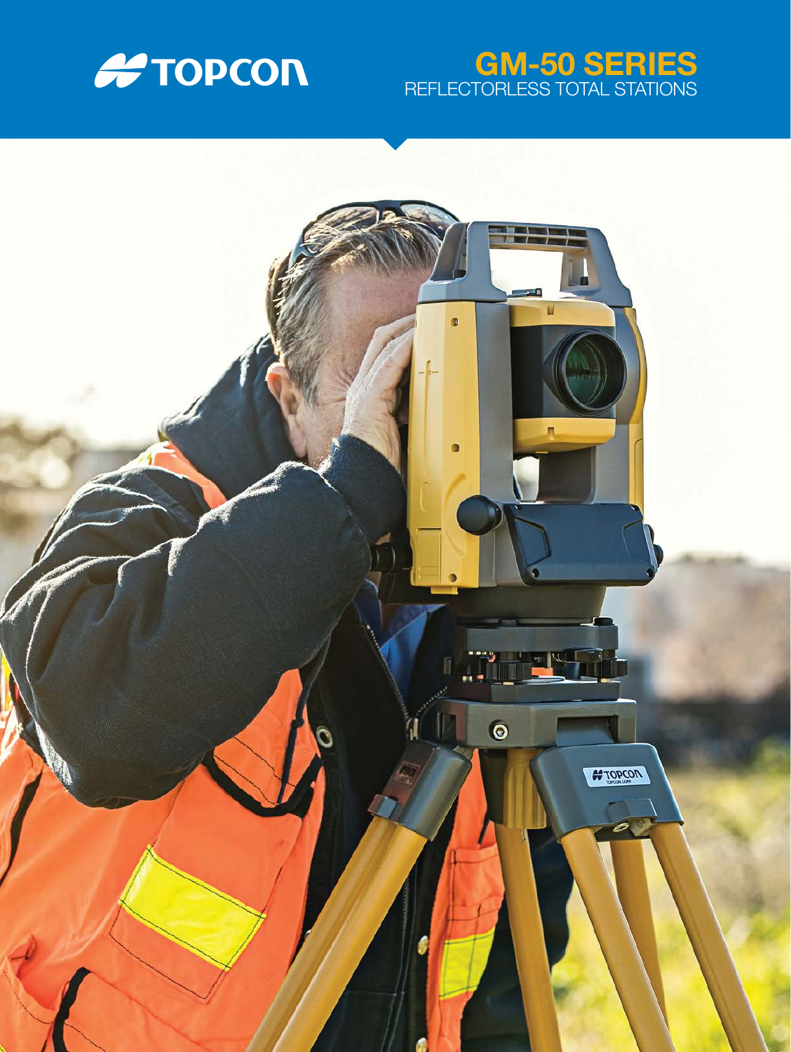TOPCON

# GM-50 SERIES

REFLECTORLESS TOTAL STATIONS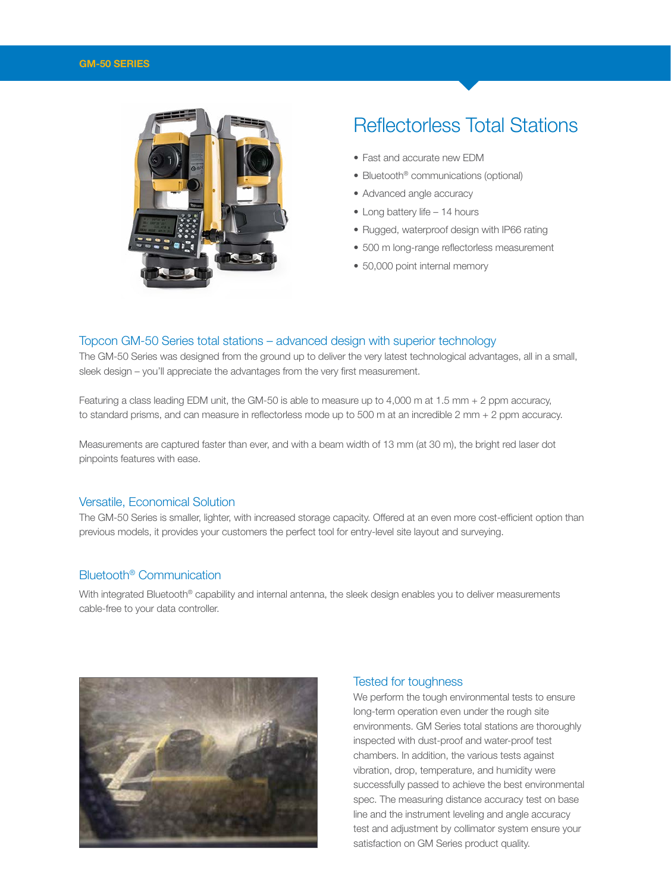# Reflectorless Total Stations

- Fast and accurate new EDM
- Bluetooth® communications (optional)
- Advanced angle accuracy
- Long battery life – 14 hours
- Rugged, waterproof design with IP66 rating
- 500 m long-range reflectorless measurement
- 50,000 point internal memory

## Topcon GM-50 Series total stations – advanced design with superior technology

The GM-50 Series was designed from the ground up to deliver the very latest technological advantages, all in a small, sleek design – you'll appreciate the advantages from the very first measurement.

Featuring a class leading EDM unit, the GM-50 is able to measure up to 4,000 m at 1.5 mm + 2 ppm accuracy, to standard prisms, and can measure in reflectorless mode up to 500 m at an incredible 2 mm + 2 ppm accuracy.

Measurements are captured faster than ever, and with a beam width of 13 mm (at 30 m), the bright red laser dot pinpoints features with ease.

## Versatile, Economical Solution

The GM-50 Series is smaller, lighter, with increased storage capacity. Offered at an even more cost-efficient option than previous models, it provides your customers the perfect tool for entry-level site layout and surveying.

## Bluetooth® Communication

With integrated Bluetooth® capability and internal antenna, the sleek design enables you to deliver measurements cable-free to your data controller.

## Tested for toughness

We perform the tough environmental tests to ensure long-term operation even under the rough site environments. GM Series total stations are thoroughly inspected with dust-proof and water-proof test chambers. In addition, the various tests against vibration, drop, temperature, and humidity were successfully passed to achieve the best environmental spec. The measuring distance accuracy test on base line and the instrument leveling and angle accuracy test and adjustment by collimator system ensure your satisfaction on GM Series product quality.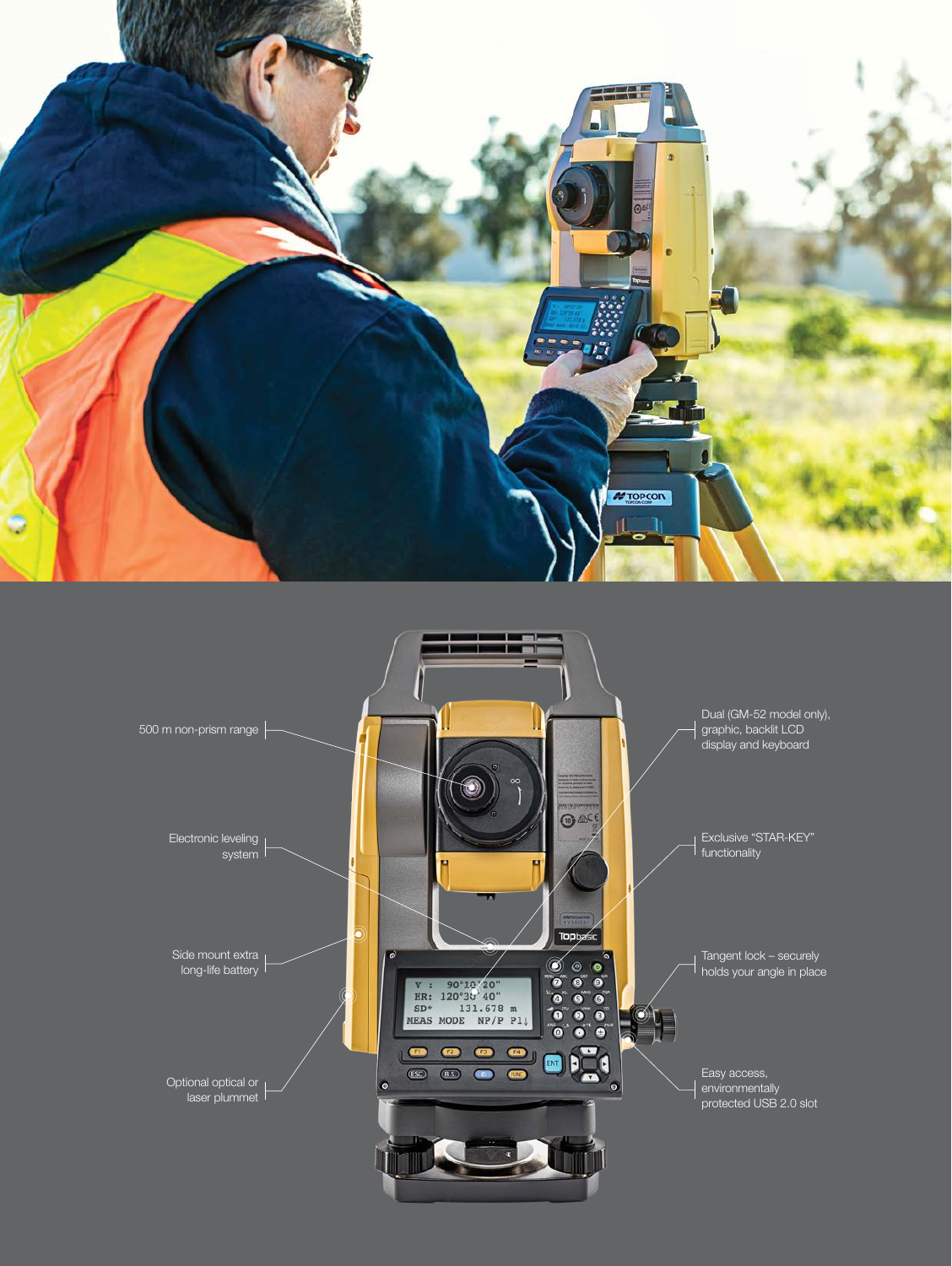500 m non-prism range

Electronic leveling system

Side mount extra long-life battery

Optional optical or laser plummet

Dual (GM-52 model only), graphic, backlit LCD display and keyboard

Exclusive "STAR-KEY" functionality

Tangent lock – securely holds your angle in place

Easy access, environmentally protected USB 2.0 slot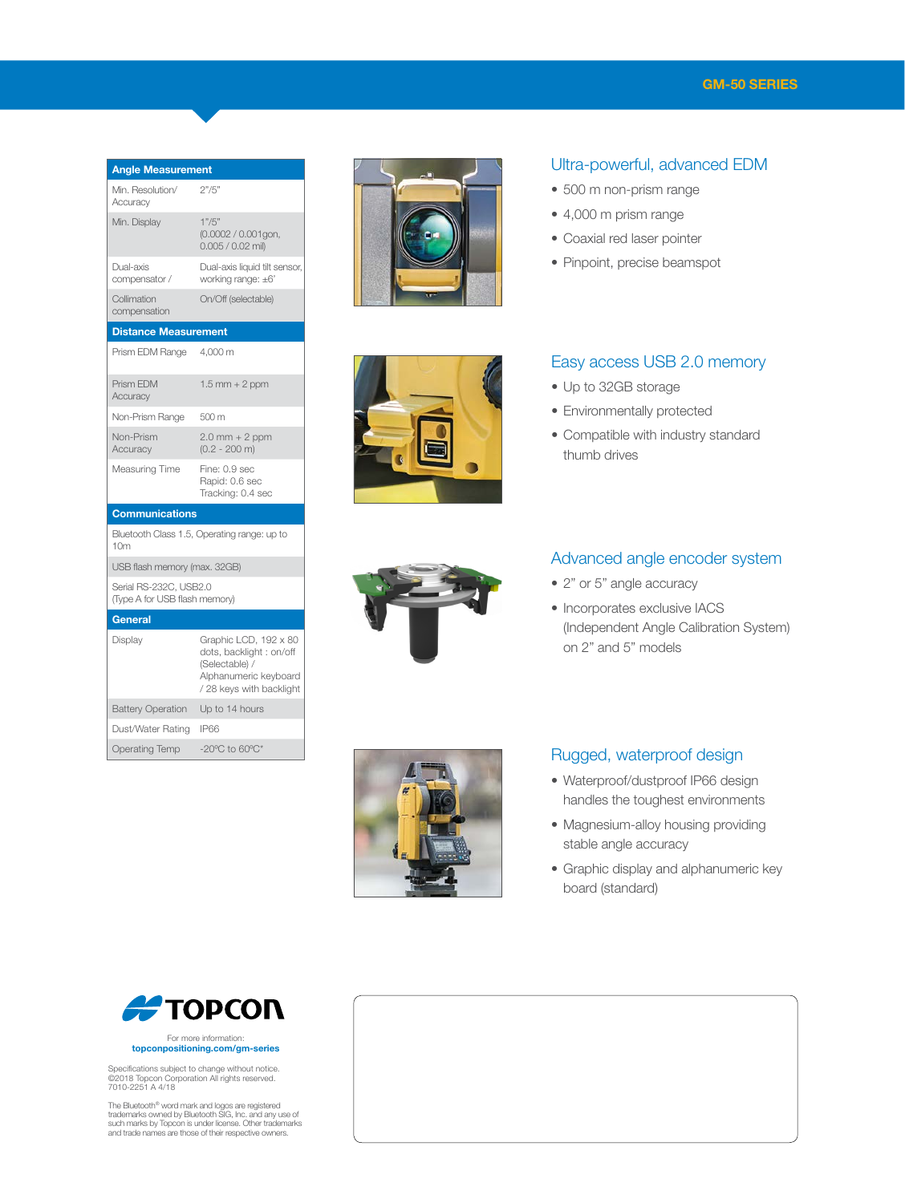GM-50 SERIES

| | |
|---|---|
| **Angle Measurement** | |
| Min. Resolution/ Accuracy | 2"/5" |
| Min. Display | 1"/5" (0.0002 / 0.001gon, 0.005 / 0.02 mil) |
| Dual-axis compensator / | Dual-axis liquid tilt sensor, working range: ±6' |
| Collimation compensation | On/Off (selectable) |
| **Distance Measurement** | |
| Prism EDM Range | 4,000 m |
| Prism EDM Accuracy | 1.5 mm + 2 ppm |
| Non-Prism Range | 500 m |
| Non-Prism Accuracy | 2.0 mm + 2 ppm (0.2 - 200 m) |
| Measuring Time | Fine: 0.9 sec<br>Rapid: 0.6 sec<br>Tracking: 0.4 sec |
| **Communications** | |
| Bluetooth Class 1.5, Operating range: up to 10m | |
| USB flash memory (max. 32GB) | |
| Serial RS-232C, USB2.0 (Type A for USB flash memory) | |
| **General** | |
| Display | Graphic LCD, 192 x 80 dots, backlight : on/off (Selectable) / Alphanumeric keyboard / 28 keys with backlight |
| Battery Operation | Up to 14 hours |
| Dust/Water Rating | IP66 |
| Operating Temp | -20ºC to 60ºC* |

## Ultra-powerful, advanced EDM

- 500 m non-prism range
- 4,000 m prism range
- Coaxial red laser pointer
- Pinpoint, precise beamspot

## Easy access USB 2.0 memory

- Up to 32GB storage
- Environmentally protected
- Compatible with industry standard thumb drives

## Advanced angle encoder system

- 2" or 5" angle accuracy
- Incorporates exclusive IACS (Independent Angle Calibration System) on 2" and 5" models

## Rugged, waterproof design

- Waterproof/dustproof IP66 design handles the toughest environments
- Magnesium-alloy housing providing stable angle accuracy
- Graphic display and alphanumeric key board (standard)

TOPCON

For more information:
**topconpositioning.com/gm-series**

Specifications subject to change without notice.
©2018 Topcon Corporation All rights reserved.
7010-2251 A 4/18

The Bluetooth® word mark and logos are registered trademarks owned by Bluetooth SIG, Inc. and any use of such marks by Topcon is under license. Other trademarks and trade names are those of their respective owners.